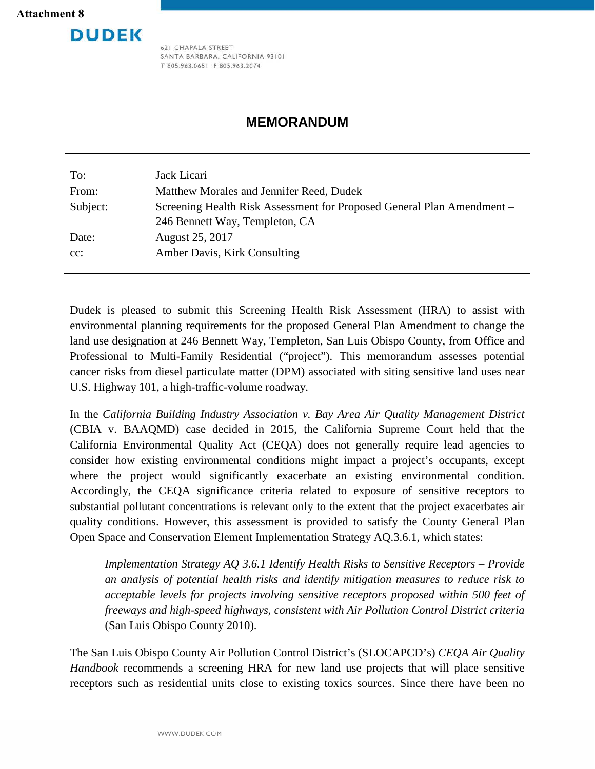**Attachment 8**

**DUDEK**

621 CHAPALA STREET
SANTA BARBARA, CALIFORNIA 93101
T 805.963.0651 F 805.963.2074

# MEMORANDUM

| | |
|---|---|
| To: | Jack Licari |
| From: | Matthew Morales and Jennifer Reed, Dudek |
| Subject: | Screening Health Risk Assessment for Proposed General Plan Amendment – 246 Bennett Way, Templeton, CA |
| Date: | August 25, 2017 |
| cc: | Amber Davis, Kirk Consulting |

Dudek is pleased to submit this Screening Health Risk Assessment (HRA) to assist with environmental planning requirements for the proposed General Plan Amendment to change the land use designation at 246 Bennett Way, Templeton, San Luis Obispo County, from Office and Professional to Multi-Family Residential ("project"). This memorandum assesses potential cancer risks from diesel particulate matter (DPM) associated with siting sensitive land uses near U.S. Highway 101, a high-traffic-volume roadway.

In the *California Building Industry Association v. Bay Area Air Quality Management District* (CBIA v. BAAQMD) case decided in 2015, the California Supreme Court held that the California Environmental Quality Act (CEQA) does not generally require lead agencies to consider how existing environmental conditions might impact a project's occupants, except where the project would significantly exacerbate an existing environmental condition. Accordingly, the CEQA significance criteria related to exposure of sensitive receptors to substantial pollutant concentrations is relevant only to the extent that the project exacerbates air quality conditions. However, this assessment is provided to satisfy the County General Plan Open Space and Conservation Element Implementation Strategy AQ.3.6.1, which states:

> *Implementation Strategy AQ 3.6.1 Identify Health Risks to Sensitive Receptors – Provide an analysis of potential health risks and identify mitigation measures to reduce risk to acceptable levels for projects involving sensitive receptors proposed within 500 feet of freeways and high-speed highways, consistent with Air Pollution Control District criteria* (San Luis Obispo County 2010).

The San Luis Obispo County Air Pollution Control District's (SLOCAPCD's) *CEQA Air Quality Handbook* recommends a screening HRA for new land use projects that will place sensitive receptors such as residential units close to existing toxics sources. Since there have been no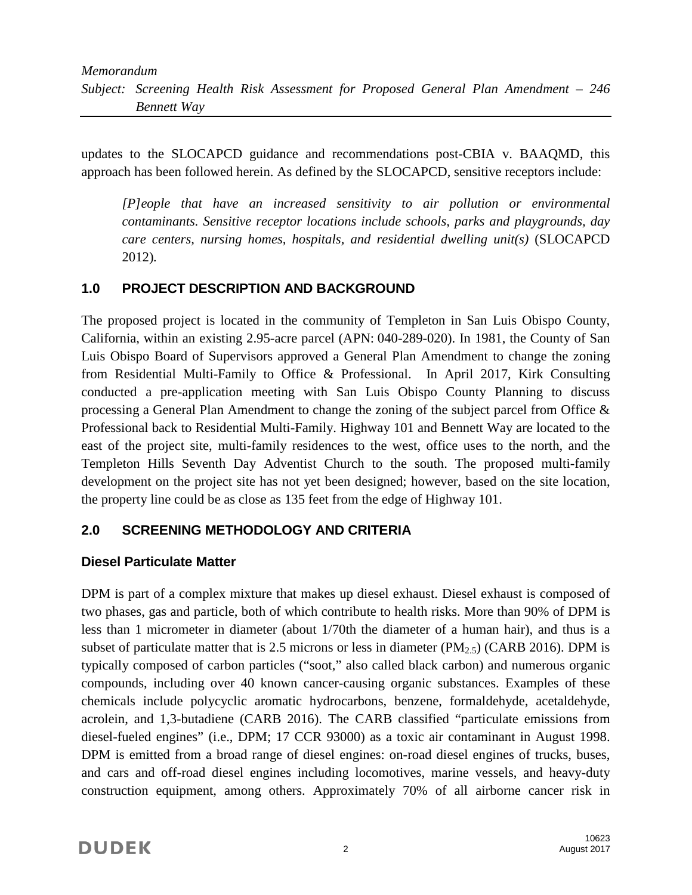updates to the SLOCAPCD guidance and recommendations post-CBIA v. BAAQMD, this approach has been followed herein. As defined by the SLOCAPCD, sensitive receptors include:

> *[P]eople that have an increased sensitivity to air pollution or environmental contaminants. Sensitive receptor locations include schools, parks and playgrounds, day care centers, nursing homes, hospitals, and residential dwelling unit(s)* (SLOCAPCD 2012).

## 1.0 PROJECT DESCRIPTION AND BACKGROUND

The proposed project is located in the community of Templeton in San Luis Obispo County, California, within an existing 2.95-acre parcel (APN: 040-289-020). In 1981, the County of San Luis Obispo Board of Supervisors approved a General Plan Amendment to change the zoning from Residential Multi-Family to Office & Professional. In April 2017, Kirk Consulting conducted a pre-application meeting with San Luis Obispo County Planning to discuss processing a General Plan Amendment to change the zoning of the subject parcel from Office & Professional back to Residential Multi-Family. Highway 101 and Bennett Way are located to the east of the project site, multi-family residences to the west, office uses to the north, and the Templeton Hills Seventh Day Adventist Church to the south. The proposed multi-family development on the project site has not yet been designed; however, based on the site location, the property line could be as close as 135 feet from the edge of Highway 101.

## 2.0 SCREENING METHODOLOGY AND CRITERIA

### Diesel Particulate Matter

DPM is part of a complex mixture that makes up diesel exhaust. Diesel exhaust is composed of two phases, gas and particle, both of which contribute to health risks. More than 90% of DPM is less than 1 micrometer in diameter (about 1/70th the diameter of a human hair), and thus is a subset of particulate matter that is 2.5 microns or less in diameter ($PM_{2.5}$) (CARB 2016). DPM is typically composed of carbon particles ("soot," also called black carbon) and numerous organic compounds, including over 40 known cancer-causing organic substances. Examples of these chemicals include polycyclic aromatic hydrocarbons, benzene, formaldehyde, acetaldehyde, acrolein, and 1,3-butadiene (CARB 2016). The CARB classified "particulate emissions from diesel-fueled engines" (i.e., DPM; 17 CCR 93000) as a toxic air contaminant in August 1998. DPM is emitted from a broad range of diesel engines: on-road diesel engines of trucks, buses, and cars and off-road diesel engines including locomotives, marine vessels, and heavy-duty construction equipment, among others. Approximately 70% of all airborne cancer risk in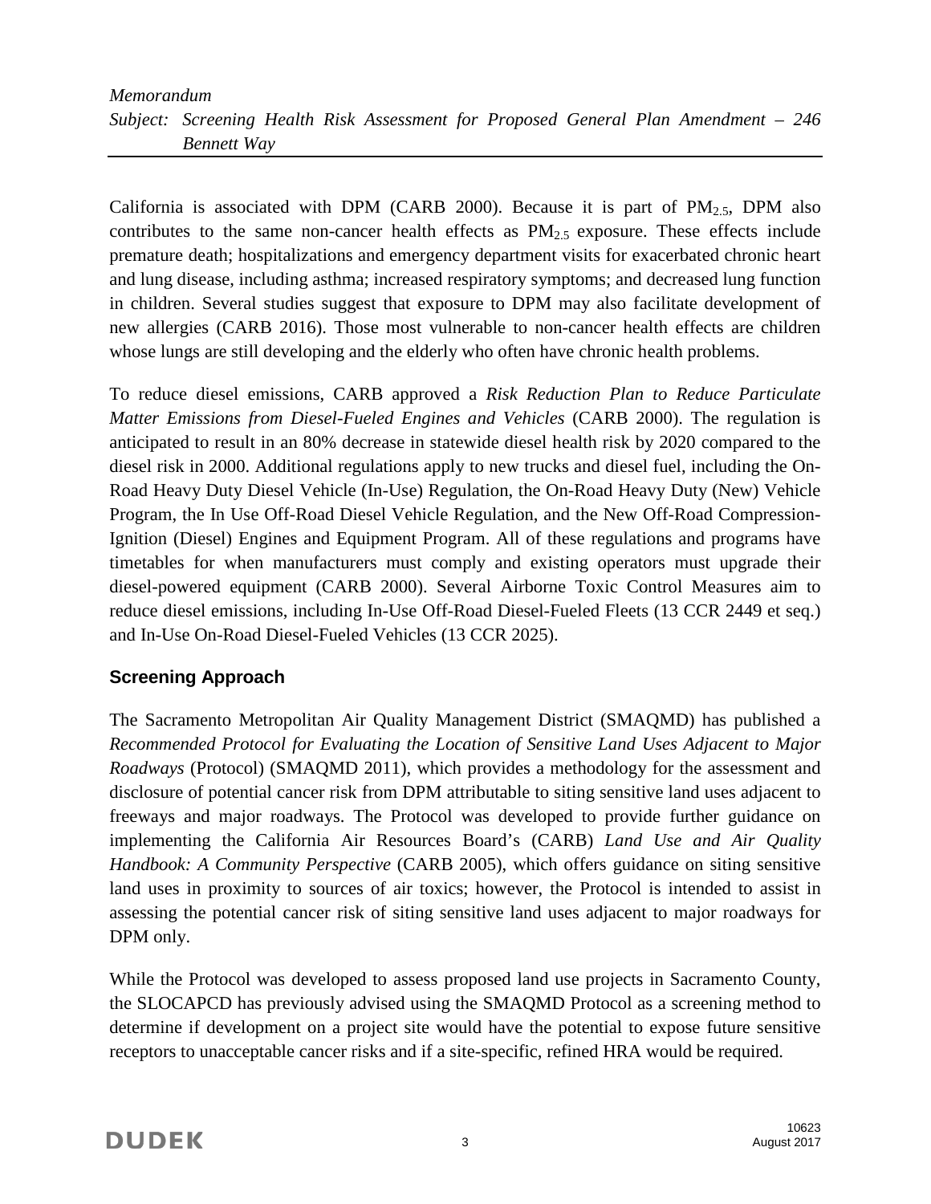California is associated with DPM (CARB 2000). Because it is part of $PM_{2.5}$, DPM also contributes to the same non-cancer health effects as $PM_{2.5}$ exposure. These effects include premature death; hospitalizations and emergency department visits for exacerbated chronic heart and lung disease, including asthma; increased respiratory symptoms; and decreased lung function in children. Several studies suggest that exposure to DPM may also facilitate development of new allergies (CARB 2016). Those most vulnerable to non-cancer health effects are children whose lungs are still developing and the elderly who often have chronic health problems.

To reduce diesel emissions, CARB approved a *Risk Reduction Plan to Reduce Particulate Matter Emissions from Diesel-Fueled Engines and Vehicles* (CARB 2000). The regulation is anticipated to result in an 80% decrease in statewide diesel health risk by 2020 compared to the diesel risk in 2000. Additional regulations apply to new trucks and diesel fuel, including the On-Road Heavy Duty Diesel Vehicle (In-Use) Regulation, the On-Road Heavy Duty (New) Vehicle Program, the In Use Off-Road Diesel Vehicle Regulation, and the New Off-Road Compression-Ignition (Diesel) Engines and Equipment Program. All of these regulations and programs have timetables for when manufacturers must comply and existing operators must upgrade their diesel-powered equipment (CARB 2000). Several Airborne Toxic Control Measures aim to reduce diesel emissions, including In-Use Off-Road Diesel-Fueled Fleets (13 CCR 2449 et seq.) and In-Use On-Road Diesel-Fueled Vehicles (13 CCR 2025).

## Screening Approach

The Sacramento Metropolitan Air Quality Management District (SMAQMD) has published a *Recommended Protocol for Evaluating the Location of Sensitive Land Uses Adjacent to Major Roadways* (Protocol) (SMAQMD 2011), which provides a methodology for the assessment and disclosure of potential cancer risk from DPM attributable to siting sensitive land uses adjacent to freeways and major roadways. The Protocol was developed to provide further guidance on implementing the California Air Resources Board's (CARB) *Land Use and Air Quality Handbook: A Community Perspective* (CARB 2005), which offers guidance on siting sensitive land uses in proximity to sources of air toxics; however, the Protocol is intended to assist in assessing the potential cancer risk of siting sensitive land uses adjacent to major roadways for DPM only.

While the Protocol was developed to assess proposed land use projects in Sacramento County, the SLOCAPCD has previously advised using the SMAQMD Protocol as a screening method to determine if development on a project site would have the potential to expose future sensitive receptors to unacceptable cancer risks and if a site-specific, refined HRA would be required.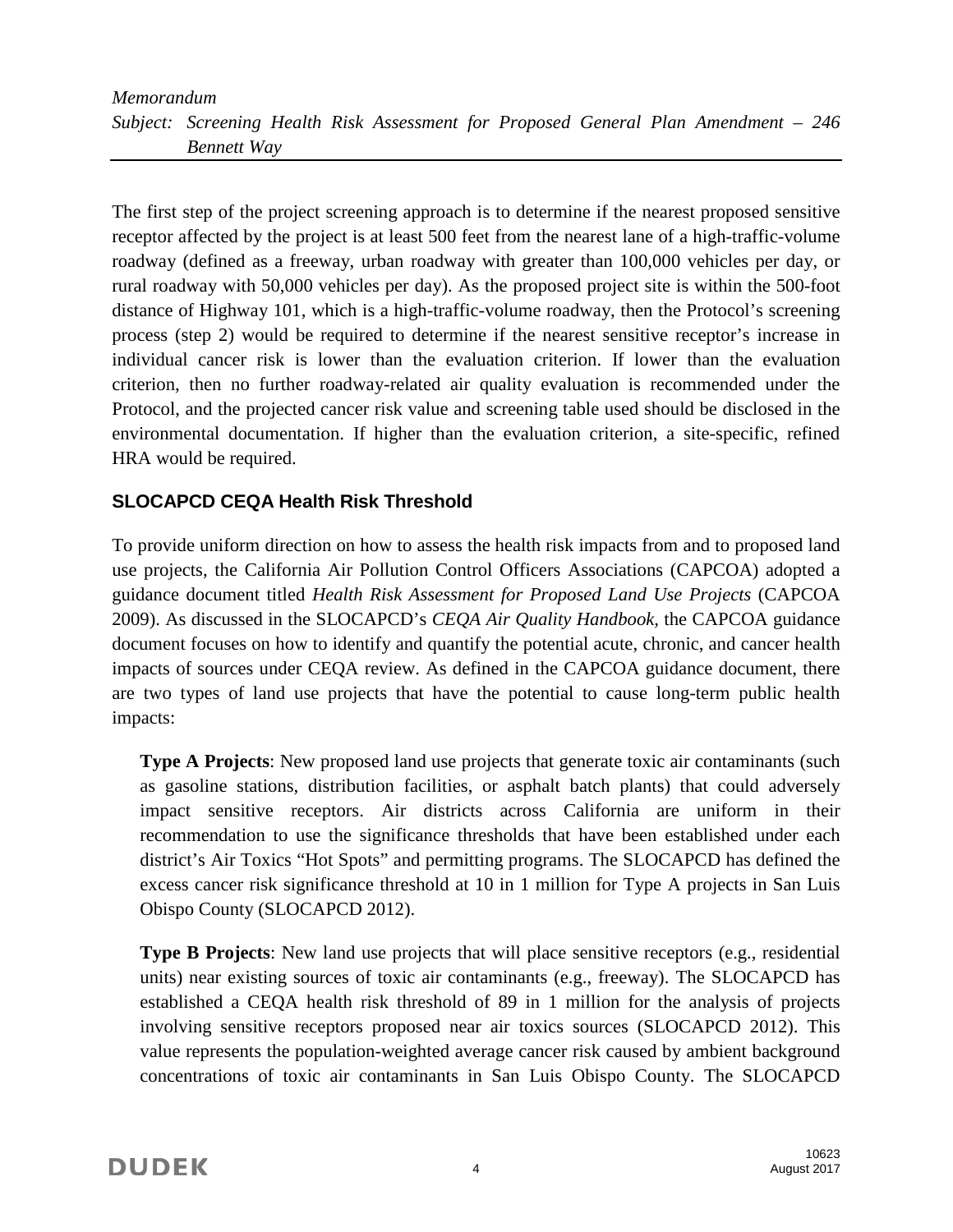The first step of the project screening approach is to determine if the nearest proposed sensitive receptor affected by the project is at least 500 feet from the nearest lane of a high-traffic-volume roadway (defined as a freeway, urban roadway with greater than 100,000 vehicles per day, or rural roadway with 50,000 vehicles per day). As the proposed project site is within the 500-foot distance of Highway 101, which is a high-traffic-volume roadway, then the Protocol's screening process (step 2) would be required to determine if the nearest sensitive receptor's increase in individual cancer risk is lower than the evaluation criterion. If lower than the evaluation criterion, then no further roadway-related air quality evaluation is recommended under the Protocol, and the projected cancer risk value and screening table used should be disclosed in the environmental documentation. If higher than the evaluation criterion, a site-specific, refined HRA would be required.

### SLOCAPCD CEQA Health Risk Threshold

To provide uniform direction on how to assess the health risk impacts from and to proposed land use projects, the California Air Pollution Control Officers Associations (CAPCOA) adopted a guidance document titled *Health Risk Assessment for Proposed Land Use Projects* (CAPCOA 2009). As discussed in the SLOCAPCD's *CEQA Air Quality Handbook*, the CAPCOA guidance document focuses on how to identify and quantify the potential acute, chronic, and cancer health impacts of sources under CEQA review. As defined in the CAPCOA guidance document, there are two types of land use projects that have the potential to cause long-term public health impacts:

> **Type A Projects**: New proposed land use projects that generate toxic air contaminants (such as gasoline stations, distribution facilities, or asphalt batch plants) that could adversely impact sensitive receptors. Air districts across California are uniform in their recommendation to use the significance thresholds that have been established under each district's Air Toxics "Hot Spots" and permitting programs. The SLOCAPCD has defined the excess cancer risk significance threshold at 10 in 1 million for Type A projects in San Luis Obispo County (SLOCAPCD 2012).
>
> **Type B Projects**: New land use projects that will place sensitive receptors (e.g., residential units) near existing sources of toxic air contaminants (e.g., freeway). The SLOCAPCD has established a CEQA health risk threshold of 89 in 1 million for the analysis of projects involving sensitive receptors proposed near air toxics sources (SLOCAPCD 2012). This value represents the population-weighted average cancer risk caused by ambient background concentrations of toxic air contaminants in San Luis Obispo County. The SLOCAPCD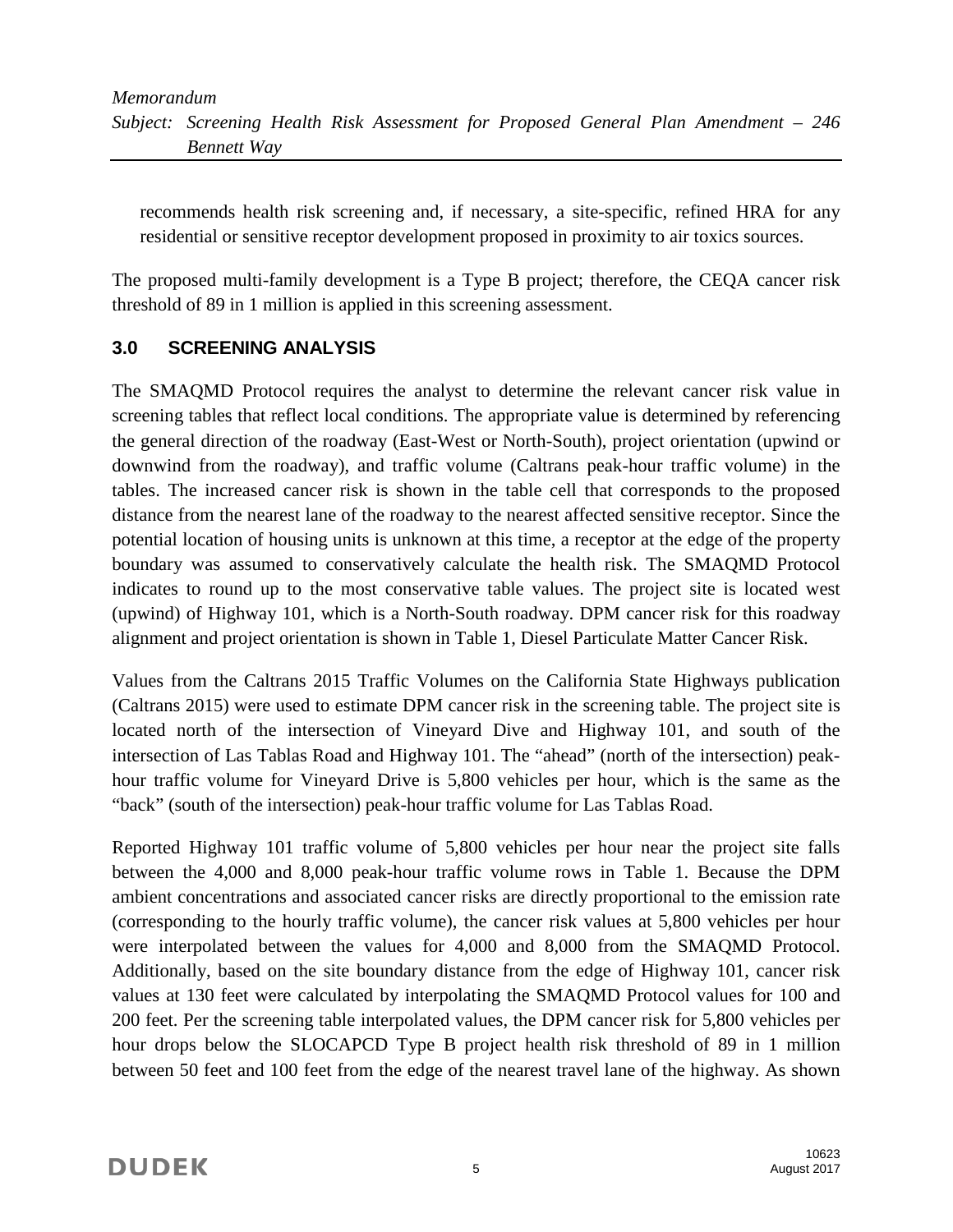recommends health risk screening and, if necessary, a site-specific, refined HRA for any residential or sensitive receptor development proposed in proximity to air toxics sources.

The proposed multi-family development is a Type B project; therefore, the CEQA cancer risk threshold of 89 in 1 million is applied in this screening assessment.

## 3.0 SCREENING ANALYSIS

The SMAQMD Protocol requires the analyst to determine the relevant cancer risk value in screening tables that reflect local conditions. The appropriate value is determined by referencing the general direction of the roadway (East-West or North-South), project orientation (upwind or downwind from the roadway), and traffic volume (Caltrans peak-hour traffic volume) in the tables. The increased cancer risk is shown in the table cell that corresponds to the proposed distance from the nearest lane of the roadway to the nearest affected sensitive receptor. Since the potential location of housing units is unknown at this time, a receptor at the edge of the property boundary was assumed to conservatively calculate the health risk. The SMAQMD Protocol indicates to round up to the most conservative table values. The project site is located west (upwind) of Highway 101, which is a North-South roadway. DPM cancer risk for this roadway alignment and project orientation is shown in Table 1, Diesel Particulate Matter Cancer Risk.

Values from the Caltrans 2015 Traffic Volumes on the California State Highways publication (Caltrans 2015) were used to estimate DPM cancer risk in the screening table. The project site is located north of the intersection of Vineyard Dive and Highway 101, and south of the intersection of Las Tablas Road and Highway 101. The "ahead" (north of the intersection) peak-hour traffic volume for Vineyard Drive is 5,800 vehicles per hour, which is the same as the "back" (south of the intersection) peak-hour traffic volume for Las Tablas Road.

Reported Highway 101 traffic volume of 5,800 vehicles per hour near the project site falls between the 4,000 and 8,000 peak-hour traffic volume rows in Table 1. Because the DPM ambient concentrations and associated cancer risks are directly proportional to the emission rate (corresponding to the hourly traffic volume), the cancer risk values at 5,800 vehicles per hour were interpolated between the values for 4,000 and 8,000 from the SMAQMD Protocol. Additionally, based on the site boundary distance from the edge of Highway 101, cancer risk values at 130 feet were calculated by interpolating the SMAQMD Protocol values for 100 and 200 feet. Per the screening table interpolated values, the DPM cancer risk for 5,800 vehicles per hour drops below the SLOCAPCD Type B project health risk threshold of 89 in 1 million between 50 feet and 100 feet from the edge of the nearest travel lane of the highway. As shown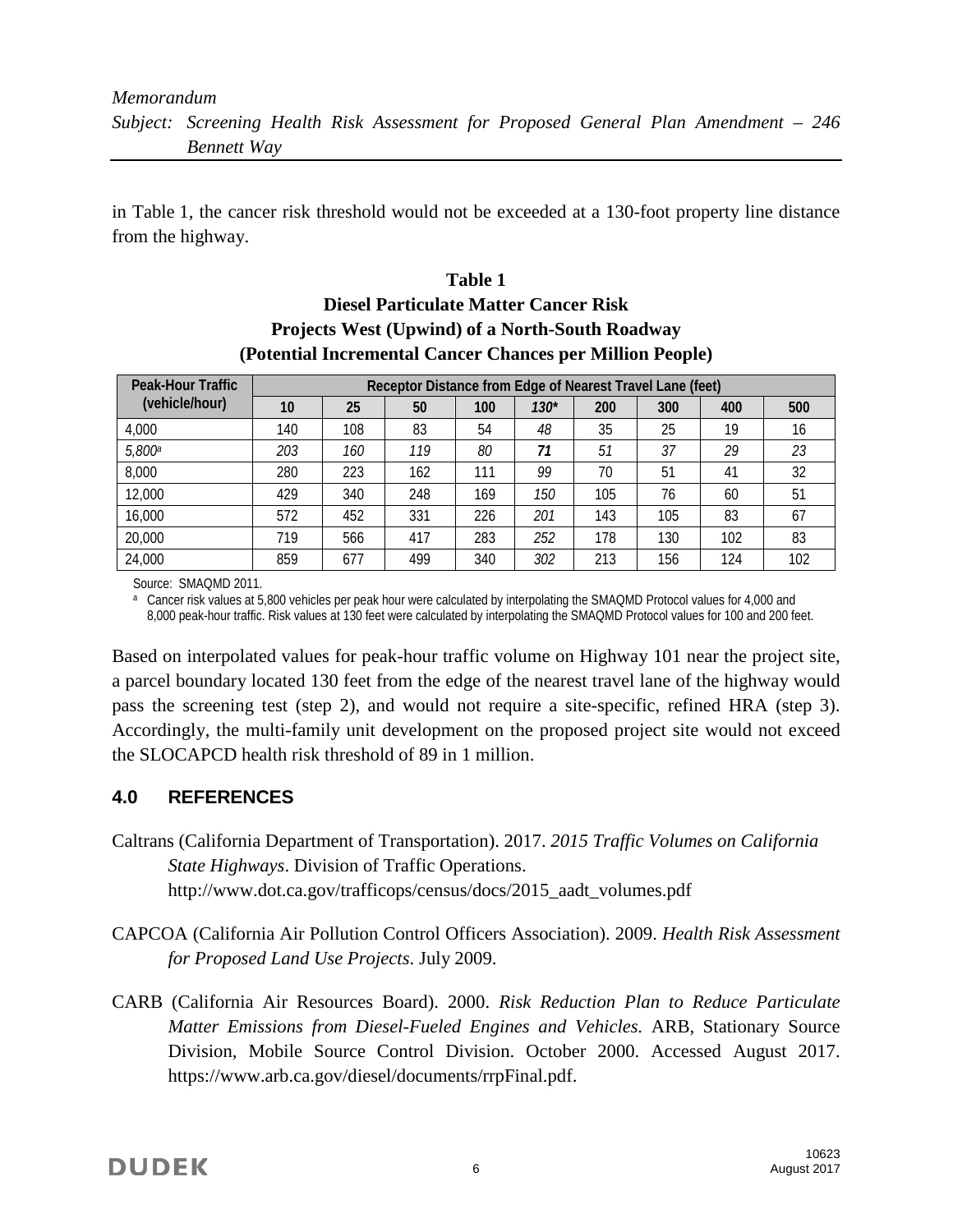in Table 1, the cancer risk threshold would not be exceeded at a 130-foot property line distance from the highway.

**Table 1**
**Diesel Particulate Matter Cancer Risk**
**Projects West (Upwind) of a North-South Roadway**
**(Potential Incremental Cancer Chances per Million People)**

| Peak-Hour Traffic (vehicle/hour) | Receptor Distance from Edge of Nearest Travel Lane (feet) | | | | | | | | |
|---|---|---|---|---|---|---|---|---|---|
| | 10 | 25 | 50 | 100 | *130** | 200 | 300 | 400 | 500 |
| 4,000 | 140 | 108 | 83 | 54 | *48* | 35 | 25 | 19 | 16 |
| *5,800*[a] | *203* | *160* | *119* | *80* | ***71*** | *51* | *37* | *29* | *23* |
| 8,000 | 280 | 223 | 162 | 111 | *99* | 70 | 51 | 41 | 32 |
| 12,000 | 429 | 340 | 248 | 169 | *150* | 105 | 76 | 60 | 51 |
| 16,000 | 572 | 452 | 331 | 226 | *201* | 143 | 105 | 83 | 67 |
| 20,000 | 719 | 566 | 417 | 283 | *252* | 178 | 130 | 102 | 83 |
| 24,000 | 859 | 677 | 499 | 340 | *302* | 213 | 156 | 124 | 102 |

Source: SMAQMD 2011.

[a] Cancer risk values at 5,800 vehicles per peak hour were calculated by interpolating the SMAQMD Protocol values for 4,000 and 8,000 peak-hour traffic. Risk values at 130 feet were calculated by interpolating the SMAQMD Protocol values for 100 and 200 feet.

Based on interpolated values for peak-hour traffic volume on Highway 101 near the project site, a parcel boundary located 130 feet from the edge of the nearest travel lane of the highway would pass the screening test (step 2), and would not require a site-specific, refined HRA (step 3). Accordingly, the multi-family unit development on the proposed project site would not exceed the SLOCAPCD health risk threshold of 89 in 1 million.

## 4.0 REFERENCES

Caltrans (California Department of Transportation). 2017. *2015 Traffic Volumes on California State Highways*. Division of Traffic Operations. http://www.dot.ca.gov/trafficops/census/docs/2015_aadt_volumes.pdf

CAPCOA (California Air Pollution Control Officers Association). 2009. *Health Risk Assessment for Proposed Land Use Projects*. July 2009.

CARB (California Air Resources Board). 2000. *Risk Reduction Plan to Reduce Particulate Matter Emissions from Diesel-Fueled Engines and Vehicles.* ARB, Stationary Source Division, Mobile Source Control Division. October 2000. Accessed August 2017. https://www.arb.ca.gov/diesel/documents/rrpFinal.pdf.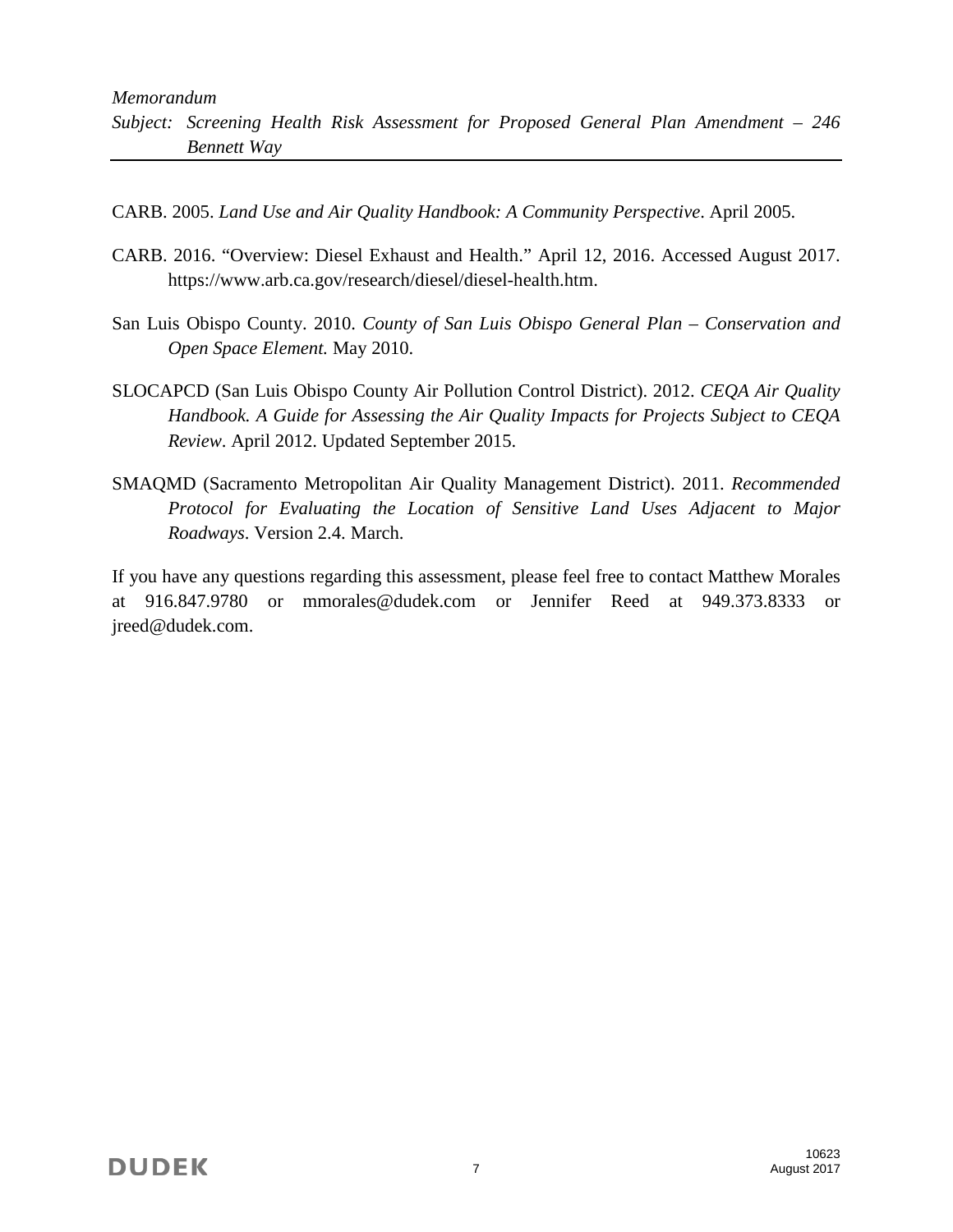CARB. 2005. *Land Use and Air Quality Handbook: A Community Perspective*. April 2005.

CARB. 2016. "Overview: Diesel Exhaust and Health." April 12, 2016. Accessed August 2017. https://www.arb.ca.gov/research/diesel/diesel-health.htm.

San Luis Obispo County. 2010. *County of San Luis Obispo General Plan – Conservation and Open Space Element.* May 2010.

SLOCAPCD (San Luis Obispo County Air Pollution Control District). 2012. *CEQA Air Quality Handbook. A Guide for Assessing the Air Quality Impacts for Projects Subject to CEQA Review*. April 2012. Updated September 2015.

SMAQMD (Sacramento Metropolitan Air Quality Management District). 2011. *Recommended Protocol for Evaluating the Location of Sensitive Land Uses Adjacent to Major Roadways*. Version 2.4. March.

If you have any questions regarding this assessment, please feel free to contact Matthew Morales at 916.847.9780 or mmorales@dudek.com or Jennifer Reed at 949.373.8333 or jreed@dudek.com.